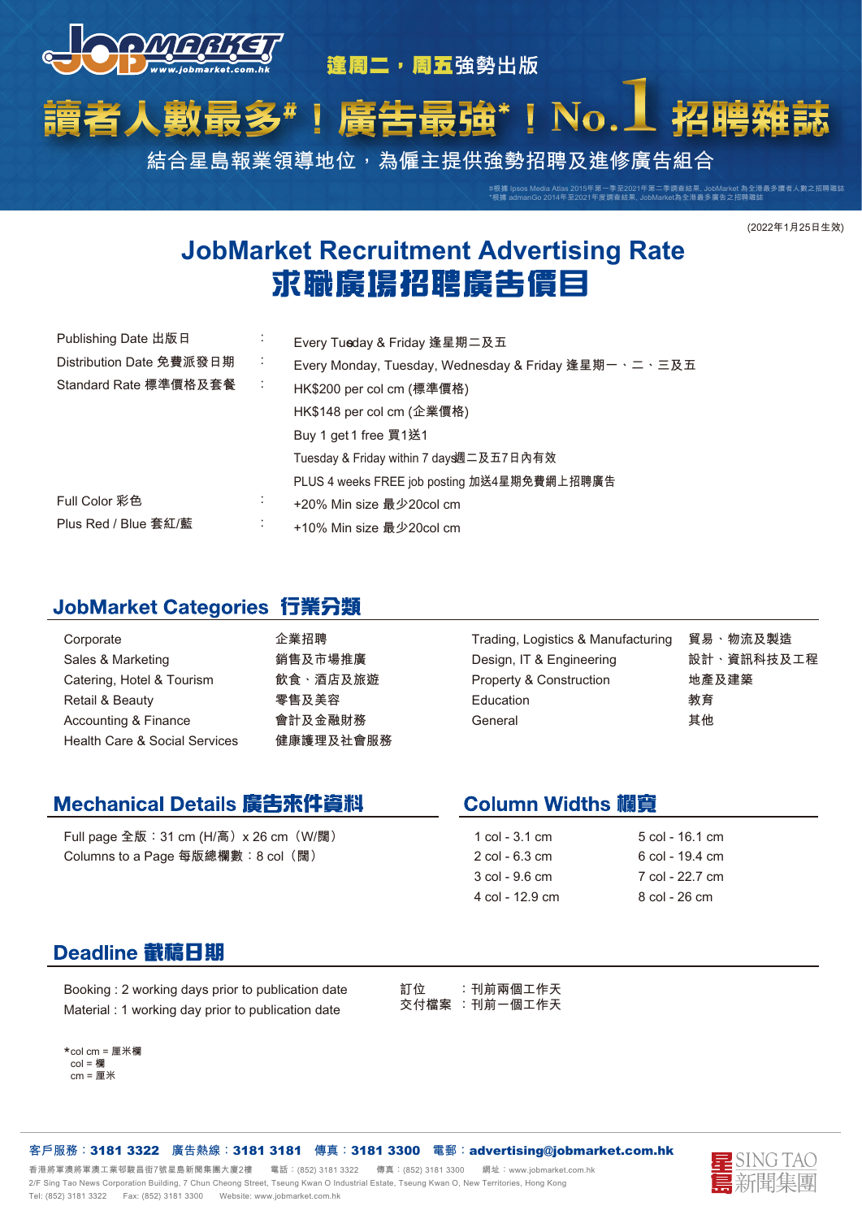JobMarket www.jobmarket.com.hk

逢周二，周五強勢出版

# 讀者人數最多#！廣告最強*！No.1 招聘雜誌

結合星島報業領導地位，為僱主提供強勢招聘及進修廣告組合

#根據 Ipsos Media Atlas 2015年第一季至2021年第二季調查結果, JobMarket 為全港最多讀者人數之招聘雜誌
*根據 admanGo 2014年至2021年度調查結果, JobMarket為全港最多廣告之招聘雜誌

(2022年1月25日生效)

# JobMarket Recruitment Advertising Rate
# 求職廣場招聘廣告價目

| | | |
|---|---|---|
| Publishing Date 出版日 | : | Every Tuesday & Friday 逢星期二及五 |
| Distribution Date 免費派發日期 | : | Every Monday, Tuesday, Wednesday & Friday 逢星期一、二、三及五 |
| Standard Rate 標準價格及套餐 | : | HK$200 per col cm (標準價格) |
| | | HK$148 per col cm (企業價格) |
| | | Buy 1 get 1 free 買1送1 |
| | | Tuesday & Friday within 7 days 週二及五7日內有效 |
| | | PLUS 4 weeks FREE job posting 加送4星期免費網上招聘廣告 |
| Full Color 彩色 | : | +20% Min size 最少20col cm |
| Plus Red / Blue 套紅/藍 | : | +10% Min size 最少20col cm |

## JobMarket Categories 行業分類

| | | | |
|---|---|---|---|
| Corporate | 企業招聘 | Trading, Logistics & Manufacturing | 貿易、物流及製造 |
| Sales & Marketing | 銷售及市場推廣 | Design, IT & Engineering | 設計、資訊科技及工程 |
| Catering, Hotel & Tourism | 飲食、酒店及旅遊 | Property & Construction | 地產及建築 |
| Retail & Beauty | 零售及美容 | Education | 教育 |
| Accounting & Finance | 會計及金融財務 | General | 其他 |
| Health Care & Social Services | 健康護理及社會服務 | | |

## Mechanical Details 廣告來件資料

Full page 全版：31 cm (H/高) x 26 cm（W/闊）
Columns to a Page 每版總欄數：8 col（闊）

## Column Widths 欄寬

| | |
|---|---|
| 1 col - 3.1 cm | 5 col - 16.1 cm |
| 2 col - 6.3 cm | 6 col - 19.4 cm |
| 3 col - 9.6 cm | 7 col - 22.7 cm |
| 4 col - 12.9 cm | 8 col - 26 cm |

## Deadline 截稿日期

Booking : 2 working days prior to publication date
Material : 1 working day prior to publication date

訂位　　：刊前兩個工作天
交付檔案 ：刊前一個工作天

*col cm = 厘米欄
col = 欄
cm = 厘米

**客戶服務：3181 3322　廣告熱線：3181 3181　傳真：3181 3300　電郵：advertising@jobmarket.com.hk**

香港將軍澳將軍澳工業邨駿昌街7號星島新聞集團大廈2樓　電話：(852) 3181 3322　傳真：(852) 3181 3300　網址：www.jobmarket.com.hk
2/F Sing Tao News Corporation Building, 7 Chun Cheong Street, Tseung Kwan O Industrial Estate, Tseung Kwan O, New Territories, Hong Kong
Tel: (852) 3181 3322　Fax: (852) 3181 3300　Website: www.jobmarket.com.hk

星島 SING TAO 新聞集團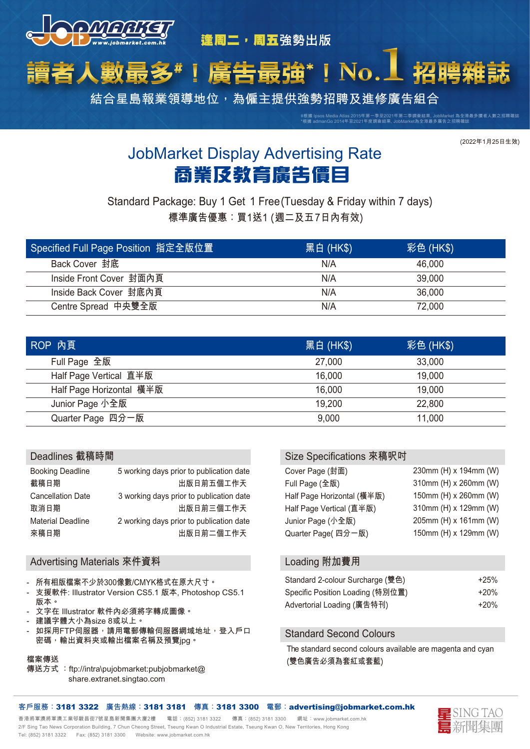JOBMARKET
www.jobmarket.com.hk

逢周二，周五強勢出版

# 讀者人數最多#！廣告最強*！No.1 招聘雜誌

結合星島報業領導地位，為僱主提供強勢招聘及進修廣告組合

#根據 Ipsos Media Atlas 2015年第一季至2021年第二季調查結果, JobMarket 為全港最多讀者人數之招聘雜誌
*根據 admanGo 2014年至2021年度調查結果, JobMarket為全港最多廣告之招聘雜誌

(2022年1月25日生效)

# JobMarket Display Advertising Rate
# 商業及教育廣告價目

Standard Package: Buy 1 Get 1 Free(Tuesday & Friday within 7 days)
標準廣告優惠：買1送1 (週二及五7日內有效)

| Specified Full Page Position 指定全版位置 | 黑白 (HK$) | 彩色 (HK$) |
|---|---|---|
| Back Cover 封底 | N/A | 46,000 |
| Inside Front Cover 封面內頁 | N/A | 39,000 |
| Inside Back Cover 封底內頁 | N/A | 36,000 |
| Centre Spread 中央雙全版 | N/A | 72,000 |

| ROP 內頁 | 黑白 (HK$) | 彩色 (HK$) |
|---|---|---|
| Full Page 全版 | 27,000 | 33,000 |
| Half Page Vertical 直半版 | 16,000 | 19,000 |
| Half Page Horizontal 橫半版 | 16,000 | 19,000 |
| Junior Page 小全版 | 19,200 | 22,800 |
| Quarter Page 四分一版 | 9,000 | 11,000 |

## Deadlines 截稿時間

| | |
|---|---|
| Booking Deadline 截稿日期 | 5 working days prior to publication date 出版日前五個工作天 |
| Cancellation Date 取消日期 | 3 working days prior to publication date 出版日前三個工作天 |
| Material Deadline 來稿日期 | 2 working days prior to publication date 出版日前二個工作天 |

## Size Specifications 來稿呎吋

| | |
|---|---|
| Cover Page (封面) | 230mm (H) x 194mm (W) |
| Full Page (全版) | 310mm (H) x 260mm (W) |
| Half Page Horizontal (橫半版) | 150mm (H) x 260mm (W) |
| Half Page Vertical (直半版) | 310mm (H) x 129mm (W) |
| Junior Page (小全版) | 205mm (H) x 161mm (W) |
| Quarter Page( 四分一版) | 150mm (H) x 129mm (W) |

## Advertising Materials 來件資料

- 所有相版檔案不少於300像數/CMYK格式在原大尺寸。
- 支援軟件: Illustrator Version CS5.1 版本, Photoshop CS5.1 版本。
- 文字在 Illustrator 軟件內必須將字轉成圖像。
- 建議字體大小為size 8或以上。
- 如採用FTP伺服器，請用電郵傳輸伺服器網域地址，登入戶口密碼，輸出資料夾或輸出檔案名稱及預覽jpg。

檔案傳送
傳送方式 ：ftp://intra\pujobmarket:pubjobmarket@share.extranet.singtao.com

## Loading 附加費用

| | |
|---|---|
| Standard 2-colour Surcharge (雙色) | +25% |
| Specific Position Loading (特別位置) | +20% |
| Advertorial Loading (廣告特刊) | +20% |

## Standard Second Colours

The standard second colours available are magenta and cyan
(雙色廣告必須為套紅或套藍)

客戶服務：3181 3322 廣告熱線：3181 3181 傳真：3181 3300 電郵：advertising@jobmarket.com.hk

香港將軍澳將軍澳工業邨駿昌街7號星島新聞集團大廈2樓 電話：(852) 3181 3322 傳真：(852) 3181 3300 網址：www.jobmarket.com.hk
2/F Sing Tao News Corporation Building, 7 Chun Cheong Street, Tseung Kwan O Industrial Estate, Tseung Kwan O, New Territories, Hong Kong
Tel: (852) 3181 3322 Fax: (852) 3181 3300 Website: www.jobmarket.com.hk

星島 SING TAO 新聞集團